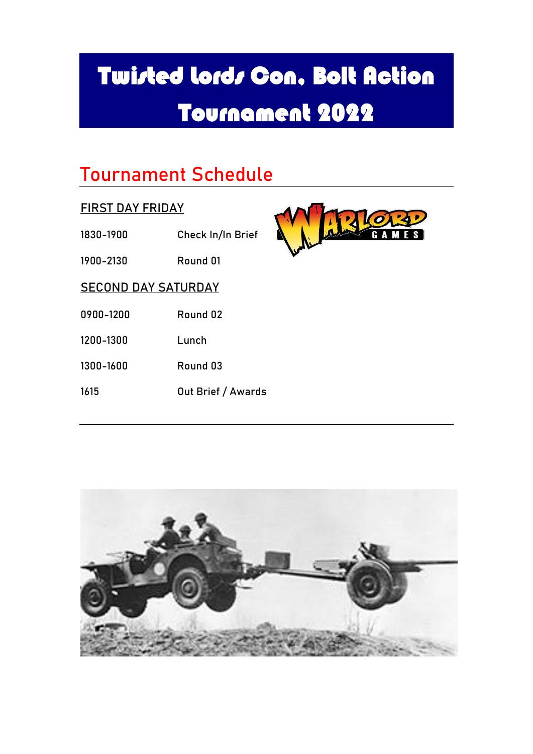# Twisted Lords Con, Bolt Action Tournament 2022

## Tournament Schedule

**FIRST DAY FRIDAY**

| | |
|---|---|
| 1830-1900 | Check In/In Brief |
| 1900-2130 | Round 01 |

**SECOND DAY SATURDAY**

| | |
|---|---|
| 0900-1200 | Round 02 |
| 1200-1300 | Lunch |
| 1300-1600 | Round 03 |
| 1615 | Out Brief / Awards |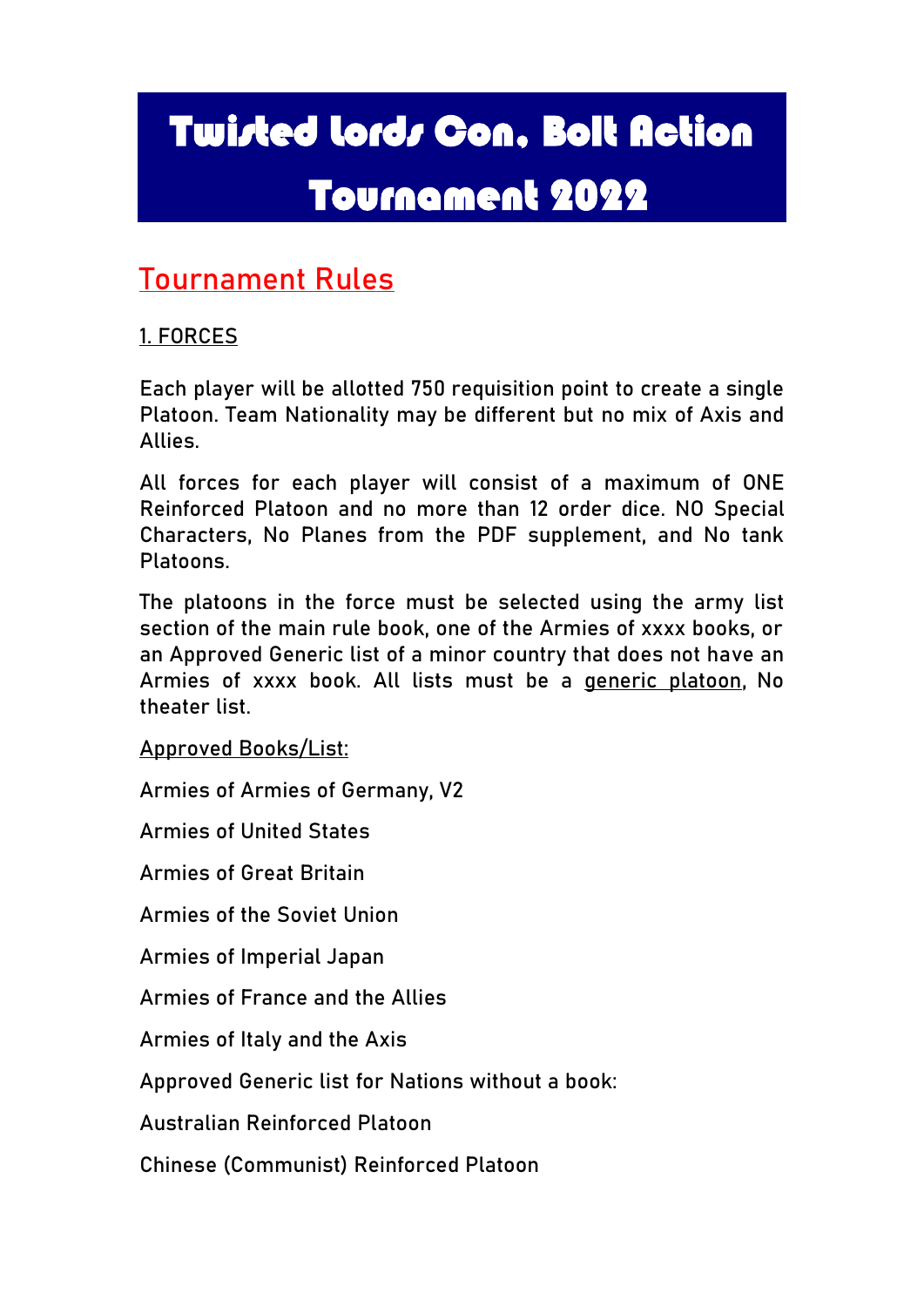# Twisted Lords Con, Bolt Action Tournament 2022

## Tournament Rules

### 1. FORCES

Each player will be allotted 750 requisition point to create a single Platoon. Team Nationality may be different but no mix of Axis and Allies.

All forces for each player will consist of a maximum of ONE Reinforced Platoon and no more than 12 order dice. NO Special Characters, No Planes from the PDF supplement, and No tank Platoons.

The platoons in the force must be selected using the army list section of the main rule book, one of the Armies of xxxx books, or an Approved Generic list of a minor country that does not have an Armies of xxxx book. All lists must be a generic platoon, No theater list.

Approved Books/List:

Armies of Armies of Germany, V2

Armies of United States

Armies of Great Britain

Armies of the Soviet Union

Armies of Imperial Japan

Armies of France and the Allies

Armies of Italy and the Axis

Approved Generic list for Nations without a book:

Australian Reinforced Platoon

Chinese (Communist) Reinforced Platoon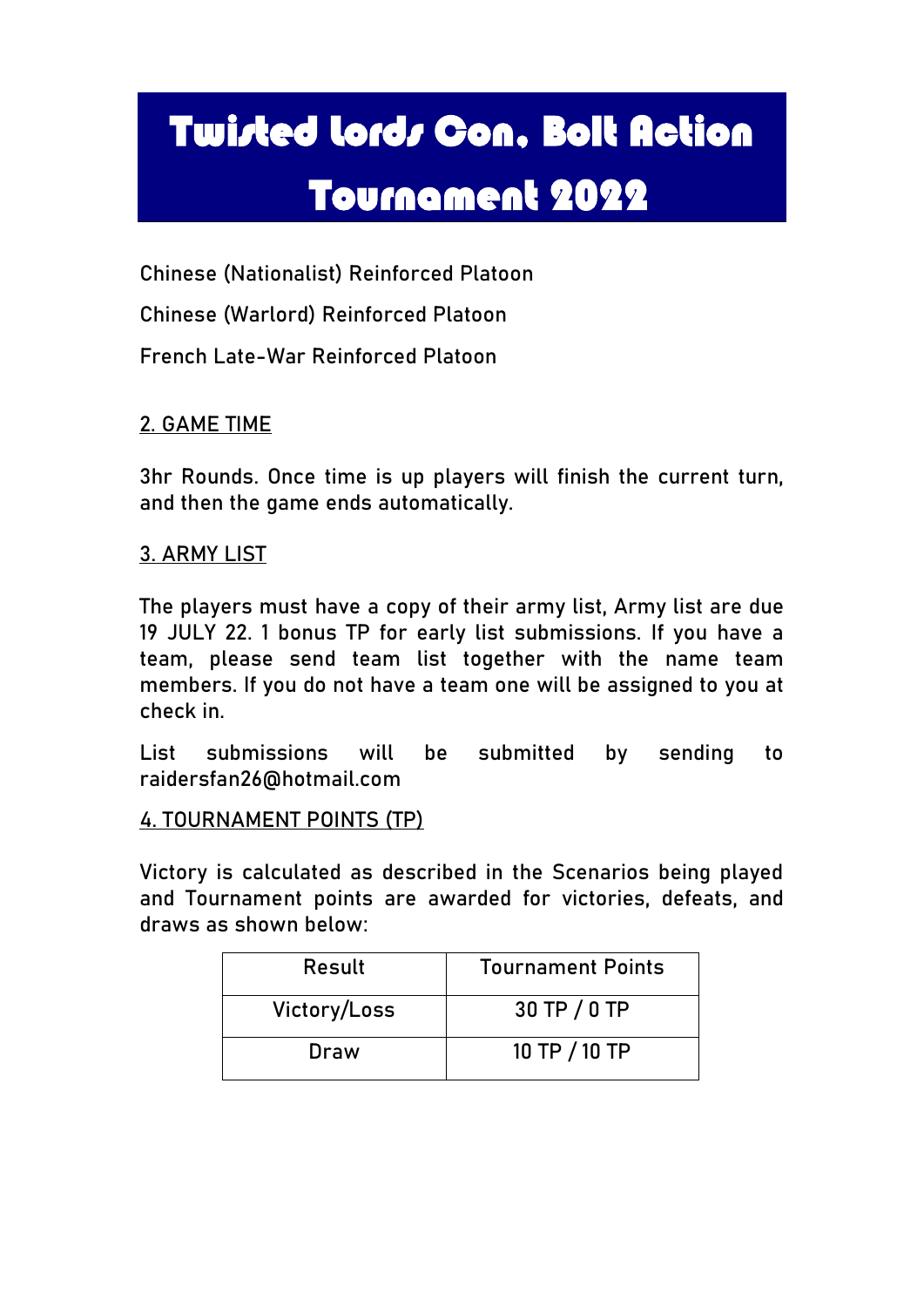# Twisted Lords Con, Bolt Action Tournament 2022

Chinese (Nationalist) Reinforced Platoon

Chinese (Warlord) Reinforced Platoon

French Late-War Reinforced Platoon

## 2. GAME TIME

3hr Rounds. Once time is up players will finish the current turn, and then the game ends automatically.

## 3. ARMY LIST

The players must have a copy of their army list, Army list are due 19 JULY 22. 1 bonus TP for early list submissions. If you have a team, please send team list together with the name team members. If you do not have a team one will be assigned to you at check in.

List submissions will be submitted by sending to raidersfan26@hotmail.com

## 4. TOURNAMENT POINTS (TP)

Victory is calculated as described in the Scenarios being played and Tournament points are awarded for victories, defeats, and draws as shown below:

| Result | Tournament Points |
| --- | --- |
| Victory/Loss | 30 TP / 0 TP |
| Draw | 10 TP / 10 TP |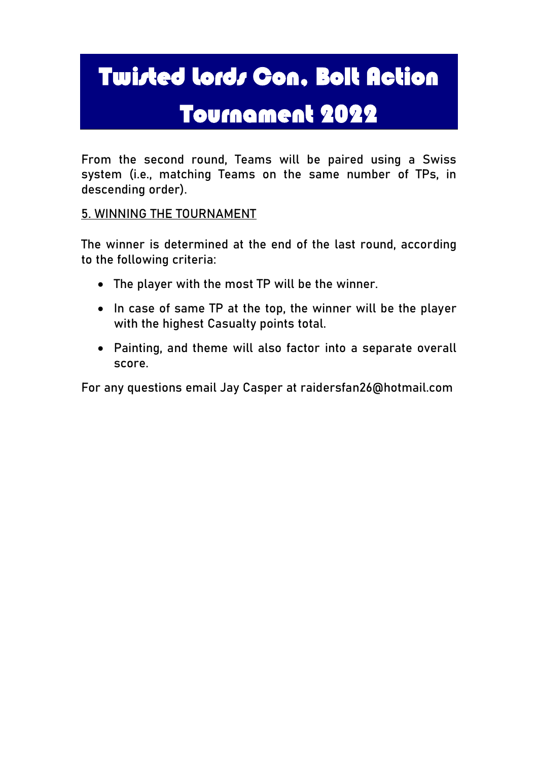From the second round, Teams will be paired using a Swiss system (i.e., matching Teams on the same number of TPs, in descending order).

## 5. WINNING THE TOURNAMENT

The winner is determined at the end of the last round, according to the following criteria:

- The player with the most TP will be the winner.
- In case of same TP at the top, the winner will be the player with the highest Casualty points total.
- Painting, and theme will also factor into a separate overall score.

For any questions email Jay Casper at raidersfan26@hotmail.com